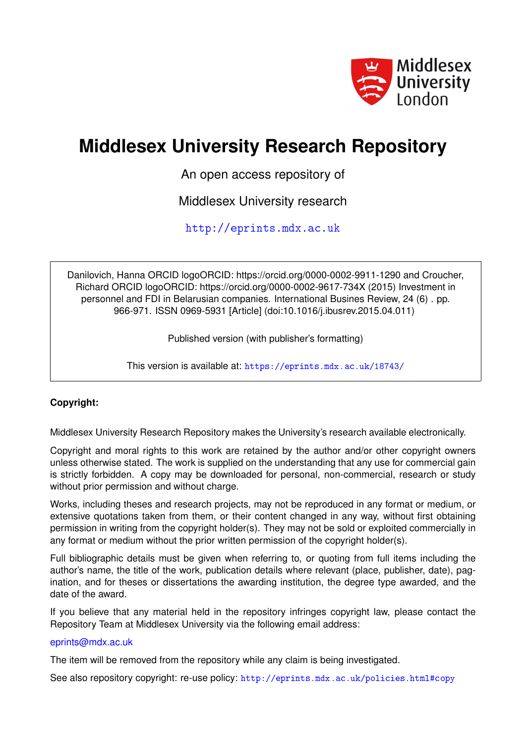Middlesex University London

# Middlesex University Research Repository

An open access repository of

Middlesex University research

http://eprints.mdx.ac.uk

Danilovich, Hanna ORCID logoORCID: https://orcid.org/0000-0002-9911-1290 and Croucher, Richard ORCID logoORCID: https://orcid.org/0000-0002-9617-734X (2015) Investment in personnel and FDI in Belarusian companies. International Busines Review, 24 (6) . pp. 966-971. ISSN 0969-5931 [Article] (doi:10.1016/j.ibusrev.2015.04.011)

Published version (with publisher's formatting)

This version is available at: https://eprints.mdx.ac.uk/18743/

**Copyright:**

Middlesex University Research Repository makes the University's research available electronically.

Copyright and moral rights to this work are retained by the author and/or other copyright owners unless otherwise stated. The work is supplied on the understanding that any use for commercial gain is strictly forbidden. A copy may be downloaded for personal, non-commercial, research or study without prior permission and without charge.

Works, including theses and research projects, may not be reproduced in any format or medium, or extensive quotations taken from them, or their content changed in any way, without first obtaining permission in writing from the copyright holder(s). They may not be sold or exploited commercially in any format or medium without the prior written permission of the copyright holder(s).

Full bibliographic details must be given when referring to, or quoting from full items including the author's name, the title of the work, publication details where relevant (place, publisher, date), pagination, and for theses or dissertations the awarding institution, the degree type awarded, and the date of the award.

If you believe that any material held in the repository infringes copyright law, please contact the Repository Team at Middlesex University via the following email address:

eprints@mdx.ac.uk

The item will be removed from the repository while any claim is being investigated.

See also repository copyright: re-use policy: http://eprints.mdx.ac.uk/policies.html#copy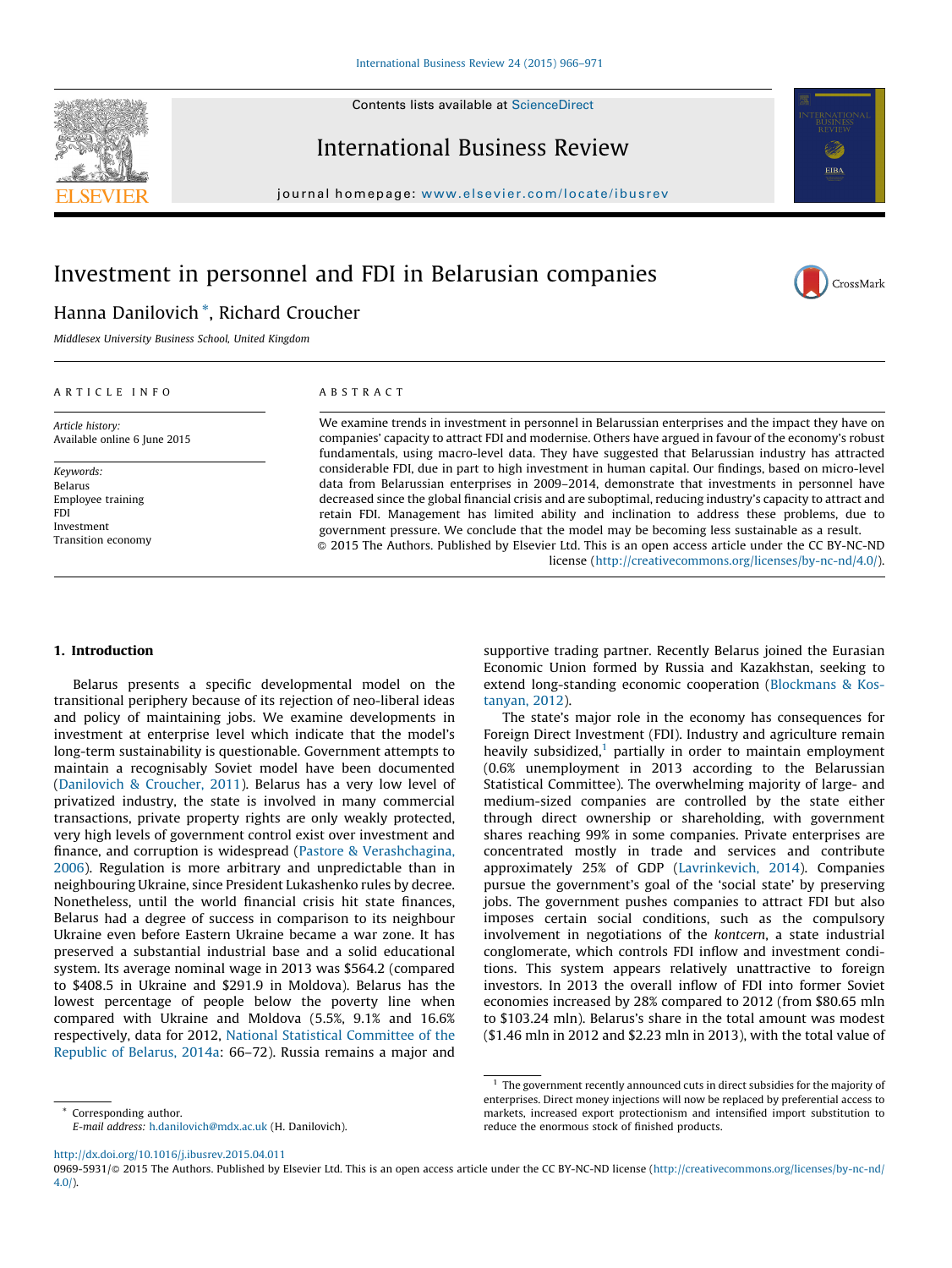# Investment in personnel and FDI in Belarusian companies

Hanna Danilovich *, Richard Croucher

*Middlesex University Business School, United Kingdom*

ARTICLE INFO

*Article history:*
Available online 6 June 2015

*Keywords:*
Belarus
Employee training
FDI
Investment
Transition economy

ABSTRACT

We examine trends in investment in personnel in Belarussian enterprises and the impact they have on companies' capacity to attract FDI and modernise. Others have argued in favour of the economy's robust fundamentals, using macro-level data. They have suggested that Belarussian industry has attracted considerable FDI, due in part to high investment in human capital. Our findings, based on micro-level data from Belarussian enterprises in 2009–2014, demonstrate that investments in personnel have decreased since the global financial crisis and are suboptimal, reducing industry's capacity to attract and retain FDI. Management has limited ability and inclination to address these problems, due to government pressure. We conclude that the model may be becoming less sustainable as a result.

© 2015 The Authors. Published by Elsevier Ltd. This is an open access article under the CC BY-NC-ND license (http://creativecommons.org/licenses/by-nc-nd/4.0/).

## 1. Introduction

Belarus presents a specific developmental model on the transitional periphery because of its rejection of neo-liberal ideas and policy of maintaining jobs. We examine developments in investment at enterprise level which indicate that the model's long-term sustainability is questionable. Government attempts to maintain a recognisably Soviet model have been documented (Danilovich & Croucher, 2011). Belarus has a very low level of privatized industry, the state is involved in many commercial transactions, private property rights are only weakly protected, very high levels of government control exist over investment and finance, and corruption is widespread (Pastore & Verashchagina, 2006). Regulation is more arbitrary and unpredictable than in neighbouring Ukraine, since President Lukashenko rules by decree. Nonetheless, until the world financial crisis hit state finances, Belarus had a degree of success in comparison to its neighbour Ukraine even before Eastern Ukraine became a war zone. It has preserved a substantial industrial base and a solid educational system. Its average nominal wage in 2013 was $564.2 (compared to $408.5 in Ukraine and $291.9 in Moldova). Belarus has the lowest percentage of people below the poverty line when compared with Ukraine and Moldova (5.5%, 9.1% and 16.6% respectively, data for 2012, National Statistical Committee of the Republic of Belarus, 2014a: 66–72). Russia remains a major and supportive trading partner. Recently Belarus joined the Eurasian Economic Union formed by Russia and Kazakhstan, seeking to extend long-standing economic cooperation (Blockmans & Kostanyan, 2012).

The state's major role in the economy has consequences for Foreign Direct Investment (FDI). Industry and agriculture remain heavily subsidized,[1] partially in order to maintain employment (0.6% unemployment in 2013 according to the Belarussian Statistical Committee). The overwhelming majority of large- and medium-sized companies are controlled by the state either through direct ownership or shareholding, with government shares reaching 99% in some companies. Private enterprises are concentrated mostly in trade and services and contribute approximately 25% of GDP (Lavrinkevich, 2014). Companies pursue the government's goal of the 'social state' by preserving jobs. The government pushes companies to attract FDI but also imposes certain social conditions, such as the compulsory involvement in negotiations of the *kontcern*, a state industrial conglomerate, which controls FDI inflow and investment conditions. This system appears relatively unattractive to foreign investors. In 2013 the overall inflow of FDI into former Soviet economies increased by 28% compared to 2012 (from $80.65 mln to $103.24 mln). Belarus's share in the total amount was modest ($1.46 mln in 2012 and $2.23 mln in 2013), with the total value of

[1] The government recently announced cuts in direct subsidies for the majority of enterprises. Direct money injections will now be replaced by preferential access to markets, increased export protectionism and intensified import substitution to reduce the enormous stock of finished products.

\* Corresponding author.
E-mail address: h.danilovich@mdx.ac.uk (H. Danilovich).

http://dx.doi.org/10.1016/j.ibusrev.2015.04.011
0969-5931/© 2015 The Authors. Published by Elsevier Ltd. This is an open access article under the CC BY-NC-ND license (http://creativecommons.org/licenses/by-nc-nd/4.0/).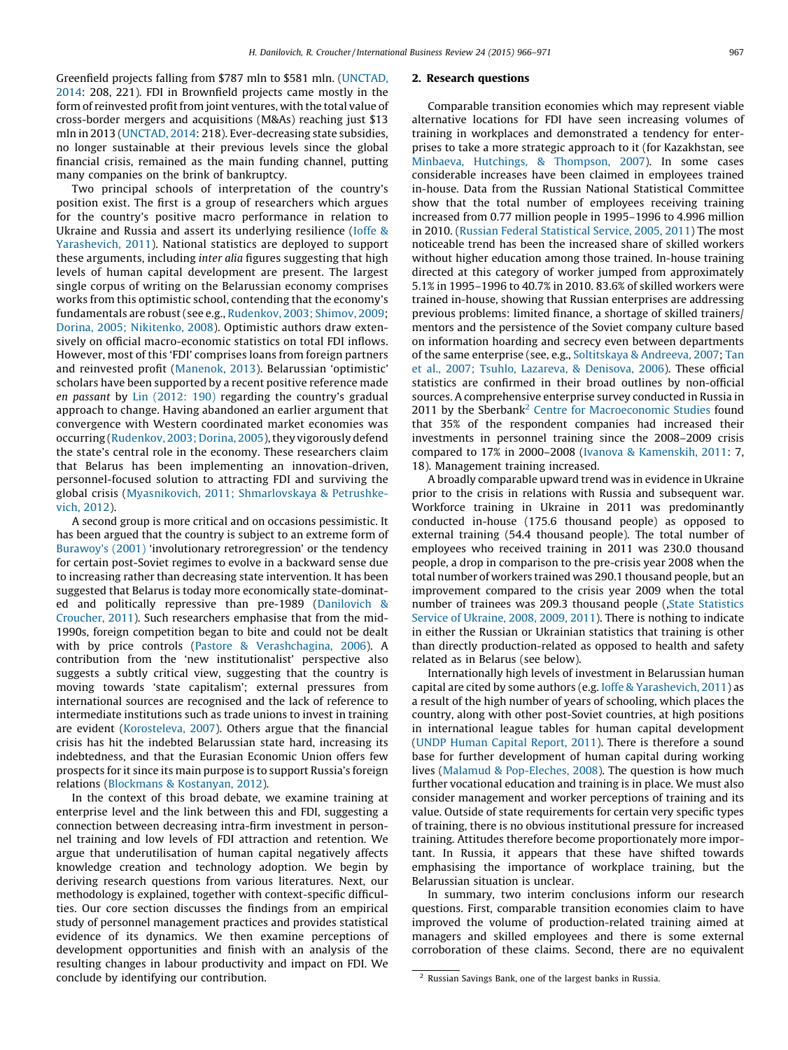Greenfield projects falling from \$787 mln to \$581 mln. (UNCTAD, 2014: 208, 221). FDI in Brownfield projects came mostly in the form of reinvested profit from joint ventures, with the total value of cross-border mergers and acquisitions (M&As) reaching just \$13 mln in 2013 (UNCTAD, 2014: 218). Ever-decreasing state subsidies, no longer sustainable at their previous levels since the global financial crisis, remained as the main funding channel, putting many companies on the brink of bankruptcy.

Two principal schools of interpretation of the country's position exist. The first is a group of researchers which argues for the country's positive macro performance in relation to Ukraine and Russia and assert its underlying resilience (Ioffe & Yarashevich, 2011). National statistics are deployed to support these arguments, including *inter alia* figures suggesting that high levels of human capital development are present. The largest single corpus of writing on the Belarussian economy comprises works from this optimistic school, contending that the economy's fundamentals are robust (see e.g., Rudenkov, 2003; Shimov, 2009; Dorina, 2005; Nikitenko, 2008). Optimistic authors draw extensively on official macro-economic statistics on total FDI inflows. However, most of this 'FDI' comprises loans from foreign partners and reinvested profit (Manenok, 2013). Belarussian 'optimistic' scholars have been supported by a recent positive reference made *en passant* by Lin (2012: 190) regarding the country's gradual approach to change. Having abandoned an earlier argument that convergence with Western coordinated market economies was occurring (Rudenkov, 2003; Dorina, 2005), they vigorously defend the state's central role in the economy. These researchers claim that Belarus has been implementing an innovation-driven, personnel-focused solution to attracting FDI and surviving the global crisis (Myasnikovich, 2011; Shmarlovskaya & Petrushkevich, 2012).

A second group is more critical and on occasions pessimistic. It has been argued that the country is subject to an extreme form of Burawoy's (2001) 'involutionary retroregression' or the tendency for certain post-Soviet regimes to evolve in a backward sense due to increasing rather than decreasing state intervention. It has been suggested that Belarus is today more economically state-dominated and politically repressive than pre-1989 (Danilovich & Croucher, 2011). Such researchers emphasise that from the mid-1990s, foreign competition began to bite and could not be dealt with by price controls (Pastore & Verashchagina, 2006). A contribution from the 'new institutionalist' perspective also suggests a subtly critical view, suggesting that the country is moving towards 'state capitalism'; external pressures from international sources are recognised and the lack of reference to intermediate institutions such as trade unions to invest in training are evident (Korosteleva, 2007). Others argue that the financial crisis has hit the indebted Belarussian state hard, increasing its indebtedness, and that the Eurasian Economic Union offers few prospects for it since its main purpose is to support Russia's foreign relations (Blockmans & Kostanyan, 2012).

In the context of this broad debate, we examine training at enterprise level and the link between this and FDI, suggesting a connection between decreasing intra-firm investment in personnel training and low levels of FDI attraction and retention. We argue that underutilisation of human capital negatively affects knowledge creation and technology adoption. We begin by deriving research questions from various literatures. Next, our methodology is explained, together with context-specific difficulties. Our core section discusses the findings from an empirical study of personnel management practices and provides statistical evidence of its dynamics. We then examine perceptions of development opportunities and finish with an analysis of the resulting changes in labour productivity and impact on FDI. We conclude by identifying our contribution.

## 2. Research questions

Comparable transition economies which may represent viable alternative locations for FDI have seen increasing volumes of training in workplaces and demonstrated a tendency for enterprises to take a more strategic approach to it (for Kazakhstan, see Minbaeva, Hutchings, & Thompson, 2007). In some cases considerable increases have been claimed in employees trained in-house. Data from the Russian National Statistical Committee show that the total number of employees receiving training increased from 0.77 million people in 1995–1996 to 4.996 million in 2010. (Russian Federal Statistical Service, 2005, 2011) The most noticeable trend has been the increased share of skilled workers without higher education among those trained. In-house training directed at this category of worker jumped from approximately 5.1% in 1995–1996 to 40.7% in 2010. 83.6% of skilled workers were trained in-house, showing that Russian enterprises are addressing previous problems: limited finance, a shortage of skilled trainers/mentors and the persistence of the Soviet company culture based on information hoarding and secrecy even between departments of the same enterprise (see, e.g., Soltitskaya & Andreeva, 2007; Tan et al., 2007; Tsuhlo, Lazareva, & Denisova, 2006). These official statistics are confirmed in their broad outlines by non-official sources. A comprehensive enterprise survey conducted in Russia in 2011 by the Sberbank[2] Centre for Macroeconomic Studies found that 35% of the respondent companies had increased their investments in personnel training since the 2008–2009 crisis compared to 17% in 2000–2008 (Ivanova & Kamenskih, 2011: 7, 18). Management training increased.

A broadly comparable upward trend was in evidence in Ukraine prior to the crisis in relations with Russia and subsequent war. Workforce training in Ukraine in 2011 was predominantly conducted in-house (175.6 thousand people) as opposed to external training (54.4 thousand people). The total number of employees who received training in 2011 was 230.0 thousand people, a drop in comparison to the pre-crisis year 2008 when the total number of workers trained was 290.1 thousand people, but an improvement compared to the crisis year 2009 when the total number of trainees was 209.3 thousand people (,State Statistics Service of Ukraine, 2008, 2009, 2011). There is nothing to indicate in either the Russian or Ukrainian statistics that training is other than directly production-related as opposed to health and safety related as in Belarus (see below).

Internationally high levels of investment in Belarussian human capital are cited by some authors (e.g. Ioffe & Yarashevich, 2011) as a result of the high number of years of schooling, which places the country, along with other post-Soviet countries, at high positions in international league tables for human capital development (UNDP Human Capital Report, 2011). There is therefore a sound base for further development of human capital during working lives (Malamud & Pop-Eleches, 2008). The question is how much further vocational education and training is in place. We must also consider management and worker perceptions of training and its value. Outside of state requirements for certain very specific types of training, there is no obvious institutional pressure for increased training. Attitudes therefore become proportionately more important. In Russia, it appears that these have shifted towards emphasising the importance of workplace training, but the Belarussian situation is unclear.

In summary, two interim conclusions inform our research questions. First, comparable transition economies claim to have improved the volume of production-related training aimed at managers and skilled employees and there is some external corroboration of these claims. Second, there are no equivalent

[2] Russian Savings Bank, one of the largest banks in Russia.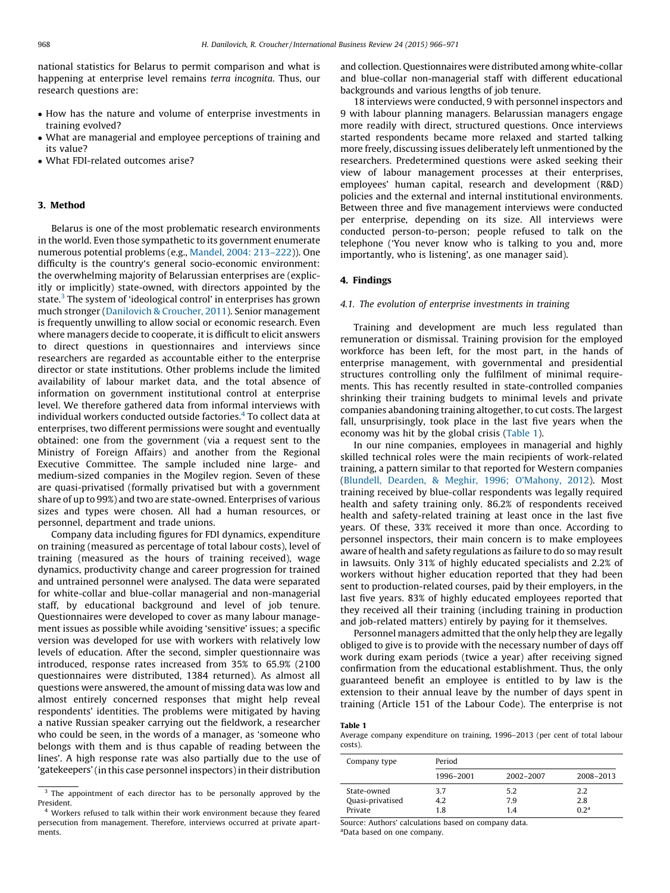national statistics for Belarus to permit comparison and what is happening at enterprise level remains *terra incognita*. Thus, our research questions are:

- How has the nature and volume of enterprise investments in training evolved?
- What are managerial and employee perceptions of training and its value?
- What FDI-related outcomes arise?

## 3. Method

Belarus is one of the most problematic research environments in the world. Even those sympathetic to its government enumerate numerous potential problems (e.g., Mandel, 2004: 213–222)). One difficulty is the country's general socio-economic environment: the overwhelming majority of Belarussian enterprises are (explicitly or implicitly) state-owned, with directors appointed by the state.[3] The system of 'ideological control' in enterprises has grown much stronger (Danilovich & Croucher, 2011). Senior management is frequently unwilling to allow social or economic research. Even where managers decide to cooperate, it is difficult to elicit answers to direct questions in questionnaires and interviews since researchers are regarded as accountable either to the enterprise director or state institutions. Other problems include the limited availability of labour market data, and the total absence of information on government institutional control at enterprise level. We therefore gathered data from informal interviews with individual workers conducted outside factories.[4] To collect data at enterprises, two different permissions were sought and eventually obtained: one from the government (via a request sent to the Ministry of Foreign Affairs) and another from the Regional Executive Committee. The sample included nine large- and medium-sized companies in the Mogilev region. Seven of these are quasi-privatised (formally privatised but with a government share of up to 99%) and two are state-owned. Enterprises of various sizes and types were chosen. All had a human resources, or personnel, department and trade unions.

Company data including figures for FDI dynamics, expenditure on training (measured as percentage of total labour costs), level of training (measured as the hours of training received), wage dynamics, productivity change and career progression for trained and untrained personnel were analysed. The data were separated for white-collar and blue-collar managerial and non-managerial staff, by educational background and level of job tenure. Questionnaires were developed to cover as many labour management issues as possible while avoiding 'sensitive' issues; a specific version was developed for use with workers with relatively low levels of education. After the second, simpler questionnaire was introduced, response rates increased from 35% to 65.9% (2100 questionnaires were distributed, 1384 returned). As almost all questions were answered, the amount of missing data was low and almost entirely concerned responses that might help reveal respondents' identities. The problems were mitigated by having a native Russian speaker carrying out the fieldwork, a researcher who could be seen, in the words of a manager, as 'someone who belongs with them and is thus capable of reading between the lines'. A high response rate was also partially due to the use of 'gatekeepers' (in this case personnel inspectors) in their distribution and collection. Questionnaires were distributed among white-collar and blue-collar non-managerial staff with different educational backgrounds and various lengths of job tenure.

18 interviews were conducted, 9 with personnel inspectors and 9 with labour planning managers. Belarussian managers engage more readily with direct, structured questions. Once interviews started respondents became more relaxed and started talking more freely, discussing issues deliberately left unmentioned by the researchers. Predetermined questions were asked seeking their view of labour management processes at their enterprises, employees' human capital, research and development (R&D) policies and the external and internal institutional environments. Between three and five management interviews were conducted per enterprise, depending on its size. All interviews were conducted person-to-person; people refused to talk on the telephone ('You never know who is talking to you and, more importantly, who is listening', as one manager said).

## 4. Findings

### 4.1. The evolution of enterprise investments in training

Training and development are much less regulated than remuneration or dismissal. Training provision for the employed workforce has been left, for the most part, in the hands of enterprise management, with governmental and presidential structures controlling only the fulfilment of minimal requirements. This has recently resulted in state-controlled companies shrinking their training budgets to minimal levels and private companies abandoning training altogether, to cut costs. The largest fall, unsurprisingly, took place in the last five years when the economy was hit by the global crisis (Table 1).

In our nine companies, employees in managerial and highly skilled technical roles were the main recipients of work-related training, a pattern similar to that reported for Western companies (Blundell, Dearden, & Meghir, 1996; O'Mahony, 2012). Most training received by blue-collar respondents was legally required health and safety training only. 86.2% of respondents received health and safety-related training at least once in the last five years. Of these, 33% received it more than once. According to personnel inspectors, their main concern is to make employees aware of health and safety regulations as failure to do so may result in lawsuits. Only 31% of highly educated specialists and 2.2% of workers without higher education reported that they had been sent to production-related courses, paid by their employers, in the last five years. 83% of highly educated employees reported that they received all their training (including training in production and job-related matters) entirely by paying for it themselves.

Personnel managers admitted that the only help they are legally obliged to give is to provide with the necessary number of days off work during exam periods (twice a year) after receiving signed confirmation from the educational establishment. Thus, the only guaranteed benefit an employee is entitled to by law is the extension to their annual leave by the number of days spent in training (Article 151 of the Labour Code). The enterprise is not

**Table 1**
Average company expenditure on training, 1996–2013 (per cent of total labour costs).

| Company type | Period | | |
|---|---|---|---|
| | 1996–2001 | 2002–2007 | 2008–2013 |
| State-owned | 3.7 | 5.2 | 2.2 |
| Quasi-privatised | 4.2 | 7.9 | 2.8 |
| Private | 1.8 | 1.4 | 0.2[a] |

Source: Authors' calculations based on company data.
[a]Data based on one company.

[3] The appointment of each director has to be personally approved by the President.

[4] Workers refused to talk within their work environment because they feared persecution from management. Therefore, interviews occurred at private apartments.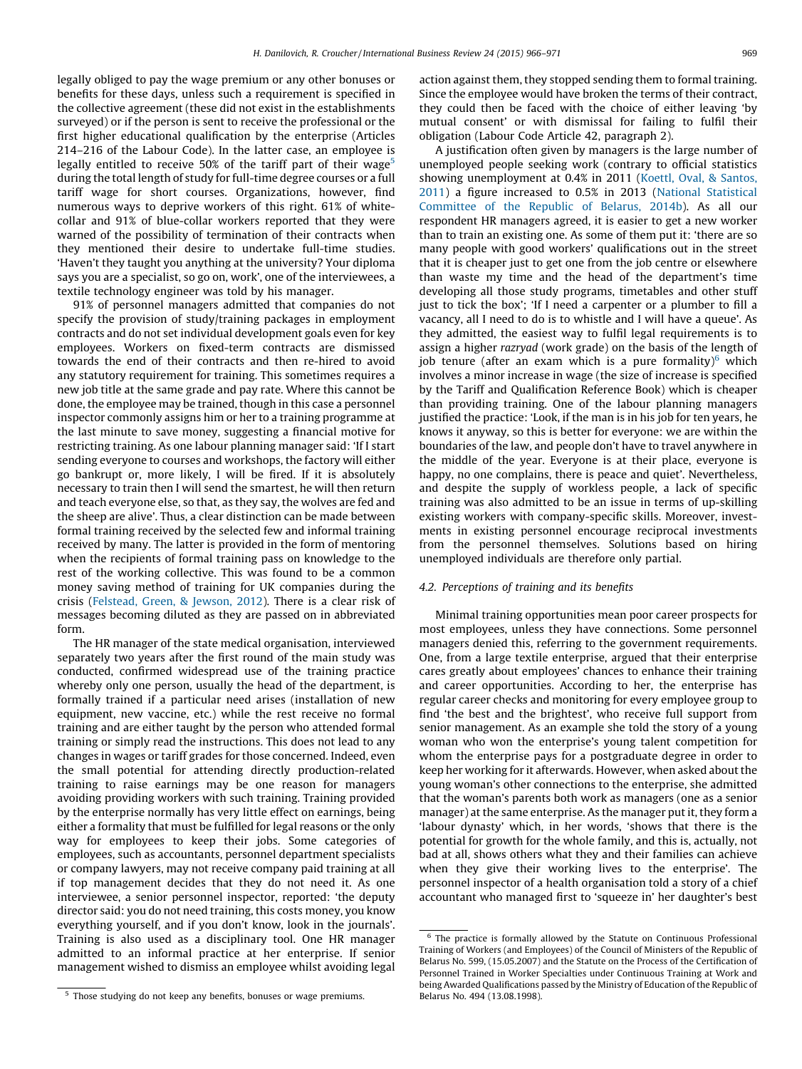legally obliged to pay the wage premium or any other bonuses or benefits for these days, unless such a requirement is specified in the collective agreement (these did not exist in the establishments surveyed) or if the person is sent to receive the professional or the first higher educational qualification by the enterprise (Articles 214–216 of the Labour Code). In the latter case, an employee is legally entitled to receive 50% of the tariff part of their wage[5] during the total length of study for full-time degree courses or a full tariff wage for short courses. Organizations, however, find numerous ways to deprive workers of this right. 61% of white-collar and 91% of blue-collar workers reported that they were warned of the possibility of termination of their contracts when they mentioned their desire to undertake full-time studies. 'Haven't they taught you anything at the university? Your diploma says you are a specialist, so go on, work', one of the interviewees, a textile technology engineer was told by his manager.

91% of personnel managers admitted that companies do not specify the provision of study/training packages in employment contracts and do not set individual development goals even for key employees. Workers on fixed-term contracts are dismissed towards the end of their contracts and then re-hired to avoid any statutory requirement for training. This sometimes requires a new job title at the same grade and pay rate. Where this cannot be done, the employee may be trained, though in this case a personnel inspector commonly assigns him or her to a training programme at the last minute to save money, suggesting a financial motive for restricting training. As one labour planning manager said: 'If I start sending everyone to courses and workshops, the factory will either go bankrupt or, more likely, I will be fired. If it is absolutely necessary to train then I will send the smartest, he will then return and teach everyone else, so that, as they say, the wolves are fed and the sheep are alive'. Thus, a clear distinction can be made between formal training received by the selected few and informal training received by many. The latter is provided in the form of mentoring when the recipients of formal training pass on knowledge to the rest of the working collective. This was found to be a common money saving method of training for UK companies during the crisis (Felstead, Green, & Jewson, 2012). There is a clear risk of messages becoming diluted as they are passed on in abbreviated form.

The HR manager of the state medical organisation, interviewed separately two years after the first round of the main study was conducted, confirmed widespread use of the training practice whereby only one person, usually the head of the department, is formally trained if a particular need arises (installation of new equipment, new vaccine, etc.) while the rest receive no formal training and are either taught by the person who attended formal training or simply read the instructions. This does not lead to any changes in wages or tariff grades for those concerned. Indeed, even the small potential for attending directly production-related training to raise earnings may be one reason for managers avoiding providing workers with such training. Training provided by the enterprise normally has very little effect on earnings, being either a formality that must be fulfilled for legal reasons or the only way for employees to keep their jobs. Some categories of employees, such as accountants, personnel department specialists or company lawyers, may not receive company paid training at all if top management decides that they do not need it. As one interviewee, a senior personnel inspector, reported: 'the deputy director said: you do not need training, this costs money, you know everything yourself, and if you don't know, look in the journals'. Training is also used as a disciplinary tool. One HR manager admitted to an informal practice at her enterprise. If senior management wished to dismiss an employee whilst avoiding legal action against them, they stopped sending them to formal training. Since the employee would have broken the terms of their contract, they could then be faced with the choice of either leaving 'by mutual consent' or with dismissal for failing to fulfil their obligation (Labour Code Article 42, paragraph 2).

A justification often given by managers is the large number of unemployed people seeking work (contrary to official statistics showing unemployment at 0.4% in 2011 (Koettl, Oval, & Santos, 2011) a figure increased to 0.5% in 2013 (National Statistical Committee of the Republic of Belarus, 2014b). As all our respondent HR managers agreed, it is easier to get a new worker than to train an existing one. As some of them put it: 'there are so many people with good workers' qualifications out in the street that it is cheaper just to get one from the job centre or elsewhere than waste my time and the head of the department's time developing all those study programs, timetables and other stuff just to tick the box'; 'If I need a carpenter or a plumber to fill a vacancy, all I need to do is to whistle and I will have a queue'. As they admitted, the easiest way to fulfil legal requirements is to assign a higher *razryad* (work grade) on the basis of the length of job tenure (after an exam which is a pure formality)[6] which involves a minor increase in wage (the size of increase is specified by the Tariff and Qualification Reference Book) which is cheaper than providing training. One of the labour planning managers justified the practice: 'Look, if the man is in his job for ten years, he knows it anyway, so this is better for everyone: we are within the boundaries of the law, and people don't have to travel anywhere in the middle of the year. Everyone is at their place, everyone is happy, no one complains, there is peace and quiet'. Nevertheless, and despite the supply of workless people, a lack of specific training was also admitted to be an issue in terms of up-skilling existing workers with company-specific skills. Moreover, investments in existing personnel encourage reciprocal investments from the personnel themselves. Solutions based on hiring unemployed individuals are therefore only partial.

### 4.2. Perceptions of training and its benefits

Minimal training opportunities mean poor career prospects for most employees, unless they have connections. Some personnel managers denied this, referring to the government requirements. One, from a large textile enterprise, argued that their enterprise cares greatly about employees' chances to enhance their training and career opportunities. According to her, the enterprise has regular career checks and monitoring for every employee group to find 'the best and the brightest', who receive full support from senior management. As an example she told the story of a young woman who won the enterprise's young talent competition for whom the enterprise pays for a postgraduate degree in order to keep her working for it afterwards. However, when asked about the young woman's other connections to the enterprise, she admitted that the woman's parents both work as managers (one as a senior manager) at the same enterprise. As the manager put it, they form a 'labour dynasty' which, in her words, 'shows that there is the potential for growth for the whole family, and this is, actually, not bad at all, shows others what they and their families can achieve when they give their working lives to the enterprise'. The personnel inspector of a health organisation told a story of a chief accountant who managed first to 'squeeze in' her daughter's best

---

[5] Those studying do not keep any benefits, bonuses or wage premiums.

[6] The practice is formally allowed by the Statute on Continuous Professional Training of Workers (and Employees) of the Council of Ministers of the Republic of Belarus No. 599, (15.05.2007) and the Statute on the Process of the Certification of Personnel Trained in Worker Specialties under Continuous Training at Work and being Awarded Qualifications passed by the Ministry of Education of the Republic of Belarus No. 494 (13.08.1998).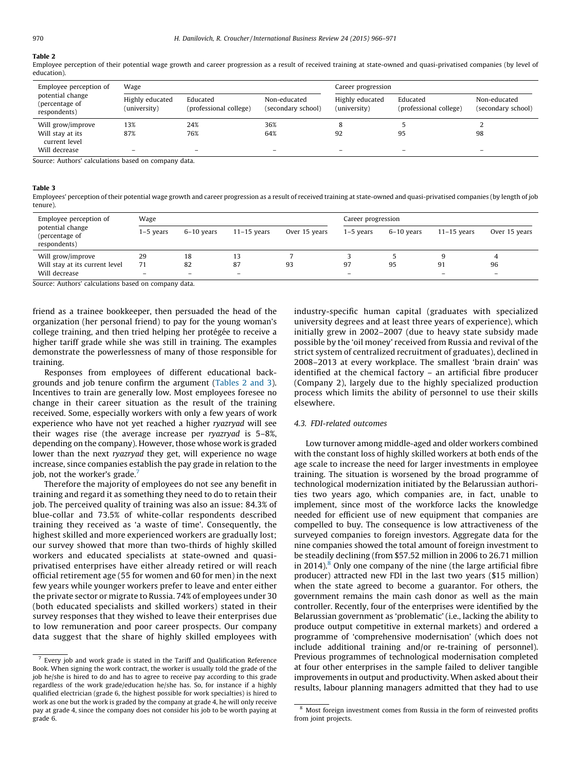**Table 2**
Employee perception of their potential wage growth and career progression as a result of received training at state-owned and quasi-privatised companies (by level of education).

| Employee perception of potential change (percentage of respondents) | Wage | | | Career progression | | |
|---|---|---|---|---|---|---|
| | Highly educated (university) | Educated (professional college) | Non-educated (secondary school) | Highly educated (university) | Educated (professional college) | Non-educated (secondary school) |
| Will grow/improve | 13% | 24% | 36% | 8 | 5 | 2 |
| Will stay at its current level | 87% | 76% | 64% | 92 | 95 | 98 |
| Will decrease | – | – | – | – | – | – |

Source: Authors' calculations based on company data.

**Table 3**
Employees' perception of their potential wage growth and career progression as a result of received training at state-owned and quasi-privatised companies (by length of job tenure).

| Employee perception of potential change (percentage of respondents) | Wage | | | | Career progression | | | |
|---|---|---|---|---|---|---|---|---|
| | 1–5 years | 6–10 years | 11–15 years | Over 15 years | 1–5 years | 6–10 years | 11–15 years | Over 15 years |
| Will grow/improve | 29 | 18 | 13 | 7 | 3 | 5 | 9 | 4 |
| Will stay at its current level | 71 | 82 | 87 | 93 | 97 | 95 | 91 | 96 |
| Will decrease | – | – | – | | – | | – | – |

Source: Authors' calculations based on company data.

friend as a trainee bookkeeper, then persuaded the head of the organization (her personal friend) to pay for the young woman's college training, and then tried helping her protégée to receive a higher tariff grade while she was still in training. The examples demonstrate the powerlessness of many of those responsible for training.

Responses from employees of different educational backgrounds and job tenure confirm the argument (Tables 2 and 3). Incentives to train are generally low. Most employees foresee no change in their career situation as the result of the training received. Some, especially workers with only a few years of work experience who have not yet reached a higher *ryazryad* will see their wages rise (the average increase per *ryazryad* is 5–8%, depending on the company). However, those whose work is graded lower than the next *ryazryad* they get, will experience no wage increase, since companies establish the pay grade in relation to the job, not the worker's grade.[7]

Therefore the majority of employees do not see any benefit in training and regard it as something they need to do to retain their job. The perceived quality of training was also an issue: 84.3% of blue-collar and 73.5% of white-collar respondents described training they received as 'a waste of time'. Consequently, the highest skilled and more experienced workers are gradually lost; our survey showed that more than two-thirds of highly skilled workers and educated specialists at state-owned and quasi-privatised enterprises have either already retired or will reach official retirement age (55 for women and 60 for men) in the next few years while younger workers prefer to leave and enter either the private sector or migrate to Russia. 74% of employees under 30 (both educated specialists and skilled workers) stated in their survey responses that they wished to leave their enterprises due to low remuneration and poor career prospects. Our company data suggest that the share of highly skilled employees with industry-specific human capital (graduates with specialized university degrees and at least three years of experience), which initially grew in 2002–2007 (due to heavy state subsidy made possible by the 'oil money' received from Russia and revival of the strict system of centralized recruitment of graduates), declined in 2008–2013 at every workplace. The smallest 'brain drain' was identified at the chemical factory – an artificial fibre producer (Company 2), largely due to the highly specialized production process which limits the ability of personnel to use their skills elsewhere.

### 4.3. FDI-related outcomes

Low turnover among middle-aged and older workers combined with the constant loss of highly skilled workers at both ends of the age scale to increase the need for larger investments in employee training. The situation is worsened by the broad programme of technological modernization initiated by the Belarussian authorities two years ago, which companies are, in fact, unable to implement, since most of the workforce lacks the knowledge needed for efficient use of new equipment that companies are compelled to buy. The consequence is low attractiveness of the surveyed companies to foreign investors. Aggregate data for the nine companies showed the total amount of foreign investment to be steadily declining (from $57.52 million in 2006 to 26.71 million in 2014).[8] Only one company of the nine (the large artificial fibre producer) attracted new FDI in the last two years ($15 million) when the state agreed to become a guarantor. For others, the government remains the main cash donor as well as the main controller. Recently, four of the enterprises were identified by the Belarussian government as 'problematic' (i.e., lacking the ability to produce output competitive in external markets) and ordered a programme of 'comprehensive modernisation' (which does not include additional training and/or re-training of personnel). Previous programmes of technological modernisation completed at four other enterprises in the sample failed to deliver tangible improvements in output and productivity. When asked about their results, labour planning managers admitted that they had to use

[7] Every job and work grade is stated in the Tariff and Qualification Reference Book. When signing the work contract, the worker is usually told the grade of the job he/she is hired to do and has to agree to receive pay according to this grade regardless of the work grade/education he/she has. So, for instance if a highly qualified electrician (grade 6, the highest possible for work specialties) is hired to work as one but the work is graded by the company at grade 4, he will only receive pay at grade 4, since the company does not consider his job to be worth paying at grade 6.

[8] Most foreign investment comes from Russia in the form of reinvested profits from joint projects.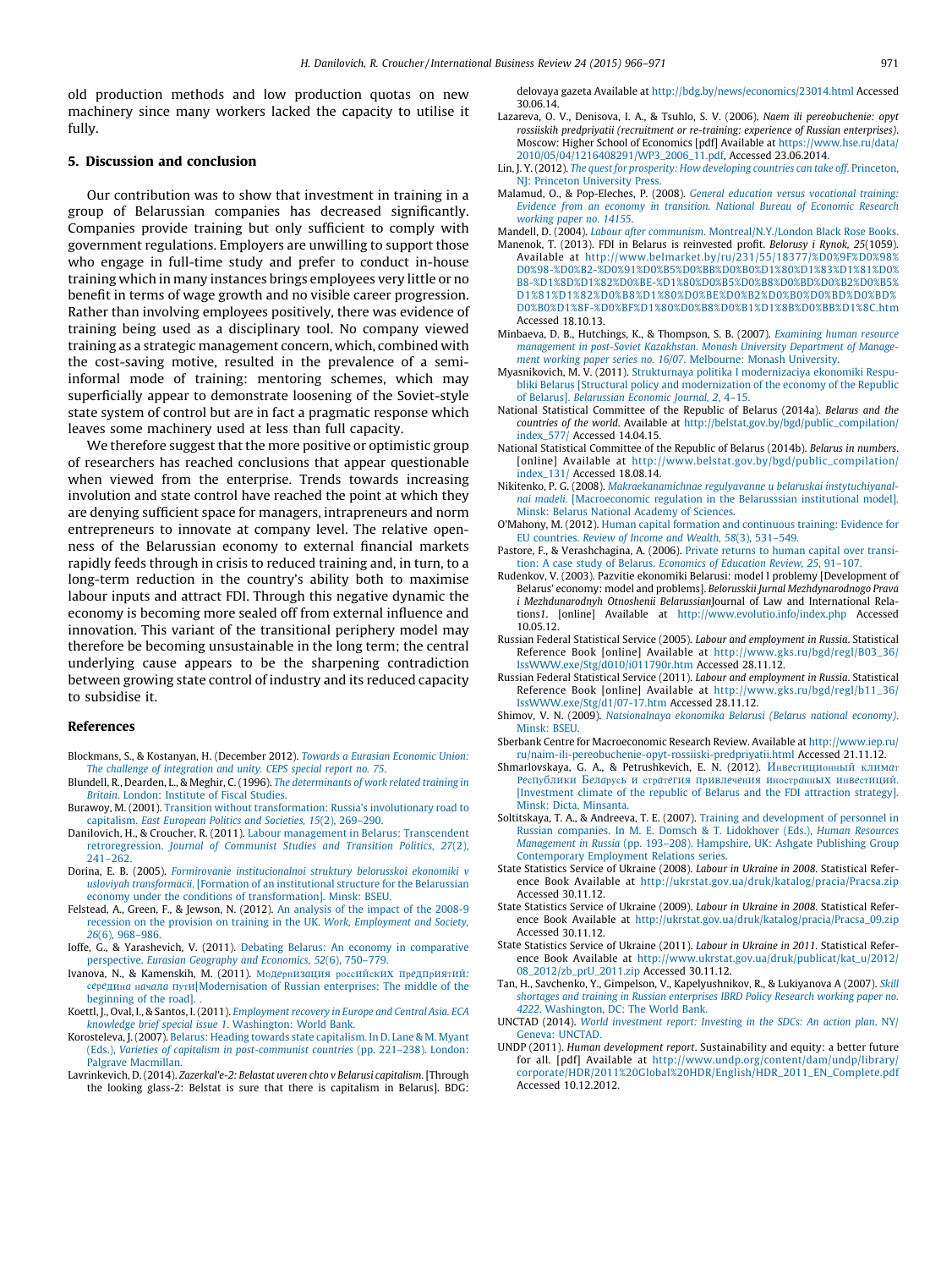old production methods and low production quotas on new machinery since many workers lacked the capacity to utilise it fully.

## 5. Discussion and conclusion

Our contribution was to show that investment in training in a group of Belarussian companies has decreased significantly. Companies provide training but only sufficient to comply with government regulations. Employers are unwilling to support those who engage in full-time study and prefer to conduct in-house training which in many instances brings employees very little or no benefit in terms of wage growth and no visible career progression. Rather than involving employees positively, there was evidence of training being used as a disciplinary tool. No company viewed training as a strategic management concern, which, combined with the cost-saving motive, resulted in the prevalence of a semi-informal mode of training: mentoring schemes, which may superficially appear to demonstrate loosening of the Soviet-style state system of control but are in fact a pragmatic response which leaves some machinery used at less than full capacity.

We therefore suggest that the more positive or optimistic group of researchers has reached conclusions that appear questionable when viewed from the enterprise. Trends towards increasing involution and state control have reached the point at which they are denying sufficient space for managers, intrapreneurs and norm entrepreneurs to innovate at company level. The relative openness of the Belarussian economy to external financial markets rapidly feeds through in crisis to reduced training and, in turn, to a long-term reduction in the country's ability both to maximise labour inputs and attract FDI. Through this negative dynamic the economy is becoming more sealed off from external influence and innovation. This variant of the transitional periphery model may therefore be becoming unsustainable in the long term; the central underlying cause appears to be the sharpening contradiction between growing state control of industry and its reduced capacity to subsidise it.

## References

Blockmans, S., & Kostanyan, H. (December 2012). *Towards a Eurasian Economic Union: The challenge of integration and unity. CEPS special report no. 75.*

Blundell, R., Dearden, L., & Meghir, C. (1996). *The determinants of work related training in Britain*. London: Institute of Fiscal Studies.

Burawoy, M. (2001). Transition without transformation: Russia's involutionary road to capitalism. *East European Politics and Societies, 15*(2), 269–290.

Danilovich, H., & Croucher, R. (2011). Labour management in Belarus: Transcendent retroregression. *Journal of Communist Studies and Transition Politics, 27*(2), 241–262.

Dorina, E. B. (2005). *Formirovanie institucionalnoi struktury belorusskoi ekonomiki v usloviyah transformacii*. [Formation of an institutional structure for the Belarussian economy under the conditions of transformation]. Minsk: BSEU.

Felstead, A., Green, F., & Jewson, N. (2012). An analysis of the impact of the 2008-9 recession on the provision on training in the UK. *Work, Employment and Society, 26*(6), 968–986.

Ioffe, G., & Yarashevich, V. (2011). Debating Belarus: An economy in comparative perspective. *Eurasian Geography and Economics, 52*(6), 750–779.

Ivanova, N., & Kamenskih, M. (2011). *Модернизация российских предприятий: середина начала пути*[Modernisation of Russian enterprises: The middle of the beginning of the road]. .

Koettl, J., Oval, I., & Santos, I. (2011). *Employment recovery in Europe and Central Asia. ECA knowledge brief special issue 1*. Washington: World Bank.

Korosteleva, J. (2007). Belarus: Heading towards state capitalism. In D. Lane & M. Myant (Eds.), *Varieties of capitalism in post-communist countries* (pp. 221–238). London: Palgrave Macmillan.

Lavrinkevich, D. (2014). *Zazerkal'e-2: Belastat uveren chto v Belarusi capitalism*. [Through the looking glass-2: Belstat is sure that there is capitalism in Belarus]. BDG: delovaya gazeta Available at http://bdg.by/news/economics/23014.html Accessed 30.06.14.

Lazareva, O. V., Denisova, I. A., & Tsuhlo, S. V. (2006). *Naem ili pereobuchenie: opyt rossiiskih predpriyatii (recruitment or re-training: experience of Russian enterprises)*. Moscow: Higher School of Economics [pdf] Available at https://www.hse.ru/data/2010/05/04/1216408291/WP3_2006_11.pdf, Accessed 23.06.2014.

Lin, J. Y. (2012). *The quest for prosperity: How developing countries can take off*. Princeton, NJ: Princeton University Press.

Malamud, O., & Pop-Eleches, P. (2008). *General education versus vocational training: Evidence from an economy in transition. National Bureau of Economic Research working paper no. 14155.*

Mandell, D. (2004). *Labour after communism*. Montreal/N.Y./London Black Rose Books.

Manenok, T. (2013). FDI in Belarus is reinvested profit. *Belorusy i Rynok, 25*(1059). Available at http://www.belmarket.by/ru/231/55/18377/%D0%9F%D0%98%D0%98-%D0%B2-%D0%91%D0%B5%D0%BB%D0%B0%D1%80%D1%83%D1%81%D0%B8-%D1%8D%D1%82%D0%BE-%D1%80%D0%B5%D0%B8%D0%BD%D0%B2%D0%B5%D1%81%D1%82%D0%B8%D1%80%D0%BE%D0%B2%D0%B0%D0%BD%D0%BD%D0%B0%D1%8F-%D0%BF%D1%80%D0%B8%D0%B1%D1%8B%D0%BB%D1%8C.htm Accessed 18.10.13.

Minbaeva, D. B., Hutchings, K., & Thompson, S. B. (2007). *Examining human resource management in post-Soviet Kazakhstan. Monash University Department of Management working paper series no. 16/07*. Melbourne: Monash University.

Myasnikovich, M. V. (2011). Strukturnaya politika I modernizaciya ekonomiki Respubliki Belarus [Structural policy and modernization of the economy of the Republic of Belarus]. *Belarussian Economic Journal, 2*, 4–15.

National Statistical Committee of the Republic of Belarus (2014a). *Belarus and the countries of the world*. Available at http://belstat.gov.by/bgd/public_compilation/index_577/ Accessed 14.04.15.

National Statistical Committee of the Republic of Belarus (2014b). *Belarus in numbers*. [online] Available at http://www.belstat.gov.by/bgd/public_compilation/index_131/ Accessed 18.08.14.

Nikitenko, P. G. (2008). *Makraekanamichnae regulyavanne u belaruskai instytuchiyanalnai madeli*. [Macroeconomic regulation in the Belarusssian institutional model]. Minsk: Belarus National Academy of Sciences.

O'Mahony, M. (2012). Human capital formation and continuous training: Evidence for EU countries. *Review of Income and Wealth, 58*(3), 531–549.

Pastore, F., & Verashchagina, A. (2006). Private returns to human capital over transition: A case study of Belarus. *Economics of Education Review, 25*, 91–107.

Rudenkov, V. (2003). Pazvitie ekonomiki Belarusi: model I problemy [Development of Belarus' economy: model and problems]. *Belorusskii Jurnal Mezhdynarodnogo Prava i Mezhdunarodnyh Otnoshenii Belarussian*Journal of Law and International Relations*1*. [online] Available at http://www.evolutio.info/index.php Accessed 10.05.12.

Russian Federal Statistical Service (2005). *Labour and employment in Russia*. Statistical Reference Book [online] Available at http://www.gks.ru/bgd/regl/B03_36/IssWWW.exe/Stg/d010/i011790r.htm Accessed 28.11.12.

Russian Federal Statistical Service (2011). *Labour and employment in Russia*. Statistical Reference Book [online] Available at http://www.gks.ru/bgd/regl/b11_36/IssWWW.exe/Stg/d1/07-17.htm Accessed 28.11.12.

Shimov, V. N. (2009). *Natsionalnaya ekonomika Belarusi (Belarus national economy)*. Minsk: BSEU.

Sberbank Centre for Macroeconomic Research Review. Available at http://www.iep.ru/ru/naim-ili-pereobuchenie-opyt-rossiiski-predpriyatii.html Accessed 21.11.12.

Shmarlovskaya, G. A., & Petrushkevich, E. N. (2012). Инвестиционный климат Республики Беларусь и стратегия привлечения иностранных инвестиций. [Investment climate of the republic of Belarus and the FDI attraction strategy]. Minsk: Dicta, Minsanta.

Soltitskaya, T. A., & Andreeva, T. E. (2007). Training and development of personnel in Russian companies. In M. E. Domsch & T. Lidokhover (Eds.), *Human Resources Management in Russia* (pp. 193–208). Hampshire, UK: Ashgate Publishing Group Contemporary Employment Relations series.

State Statistics Service of Ukraine (2008). *Labour in Ukraine in 2008*. Statistical Reference Book Available at http://ukrstat.gov.ua/druk/katalog/pracia/Pracsa.zip Accessed 30.11.12.

State Statistics Service of Ukraine (2009). *Labour in Ukraine in 2008*. Statistical Reference Book Available at http://ukrstat.gov.ua/druk/katalog/pracia/Pracsa_09.zip Accessed 30.11.12.

State Statistics Service of Ukraine (2011). *Labour in Ukraine in 2011*. Statistical Reference Book Available at http://www.ukrstat.gov.ua/druk/publicat/kat_u/2012/08_2012/zb_prU_2011.zip Accessed 30.11.12.

Tan, H., Savchenko, Y., Gimpelson, V., Kapelyushnikov, R., & Lukiyanova A (2007). *Skill shortages and training in Russian enterprises IBRD Policy Research working paper no. 4222*. Washington, DC: The World Bank.

UNCTAD (2014). *World investment report: Investing in the SDCs: An action plan*. NY/Geneva: UNCTAD.

UNDP (2011). *Human development report*. Sustainability and equity: a better future for all. [pdf] Available at http://www.undp.org/content/dam/undp/library/corporate/HDR/2011%20Global%20HDR/English/HDR_2011_EN_Complete.pdf Accessed 10.12.2012.